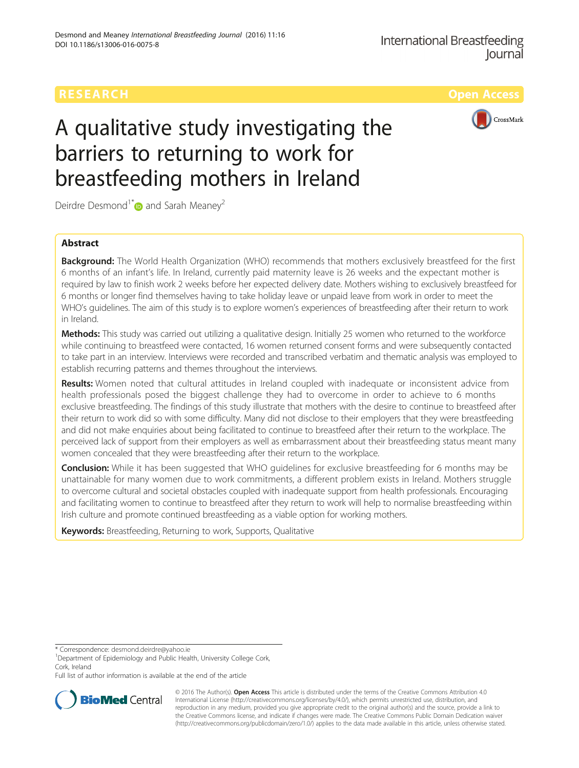RESEARCH Open Access

# A qualitative study investigating the barriers to returning to work for breastfeeding mothers in Ireland

Deirdre Desmond[1*] and Sarah Meaney[2]

## Abstract

**Background:** The World Health Organization (WHO) recommends that mothers exclusively breastfeed for the first 6 months of an infant's life. In Ireland, currently paid maternity leave is 26 weeks and the expectant mother is required by law to finish work 2 weeks before her expected delivery date. Mothers wishing to exclusively breastfeed for 6 months or longer find themselves having to take holiday leave or unpaid leave from work in order to meet the WHO's guidelines. The aim of this study is to explore women's experiences of breastfeeding after their return to work in Ireland.

**Methods:** This study was carried out utilizing a qualitative design. Initially 25 women who returned to the workforce while continuing to breastfeed were contacted, 16 women returned consent forms and were subsequently contacted to take part in an interview. Interviews were recorded and transcribed verbatim and thematic analysis was employed to establish recurring patterns and themes throughout the interviews.

**Results:** Women noted that cultural attitudes in Ireland coupled with inadequate or inconsistent advice from health professionals posed the biggest challenge they had to overcome in order to achieve to 6 months exclusive breastfeeding. The findings of this study illustrate that mothers with the desire to continue to breastfeed after their return to work did so with some difficulty. Many did not disclose to their employers that they were breastfeeding and did not make enquiries about being facilitated to continue to breastfeed after their return to the workplace. The perceived lack of support from their employers as well as embarrassment about their breastfeeding status meant many women concealed that they were breastfeeding after their return to the workplace.

**Conclusion:** While it has been suggested that WHO guidelines for exclusive breastfeeding for 6 months may be unattainable for many women due to work commitments, a different problem exists in Ireland. Mothers struggle to overcome cultural and societal obstacles coupled with inadequate support from health professionals. Encouraging and facilitating women to continue to breastfeed after they return to work will help to normalise breastfeeding within Irish culture and promote continued breastfeeding as a viable option for working mothers.

**Keywords:** Breastfeeding, Returning to work, Supports, Qualitative

\* Correspondence: desmond.deirdre@yahoo.ie
[1]Department of Epidemiology and Public Health, University College Cork, Cork, Ireland
Full list of author information is available at the end of the article

© 2016 The Author(s). **Open Access** This article is distributed under the terms of the Creative Commons Attribution 4.0 International License (http://creativecommons.org/licenses/by/4.0/), which permits unrestricted use, distribution, and reproduction in any medium, provided you give appropriate credit to the original author(s) and the source, provide a link to the Creative Commons license, and indicate if changes were made. The Creative Commons Public Domain Dedication waiver (http://creativecommons.org/publicdomain/zero/1.0/) applies to the data made available in this article, unless otherwise stated.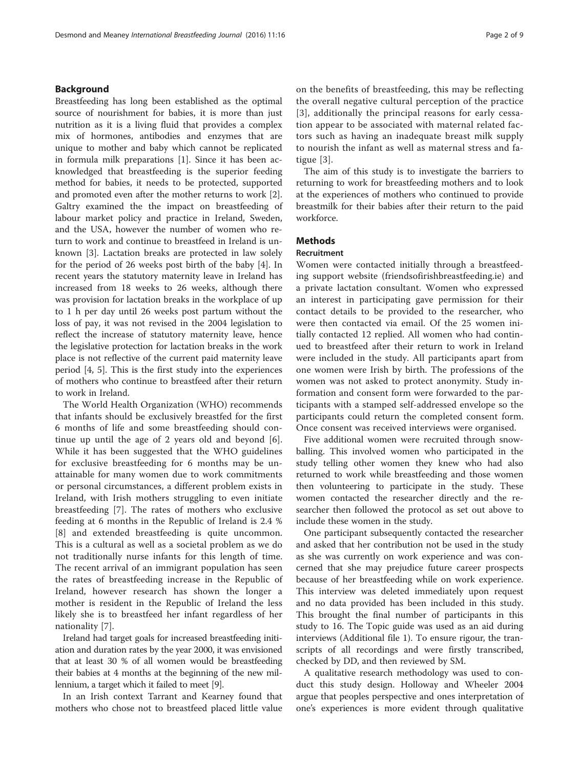## Background

Breastfeeding has long been established as the optimal source of nourishment for babies, it is more than just nutrition as it is a living fluid that provides a complex mix of hormones, antibodies and enzymes that are unique to mother and baby which cannot be replicated in formula milk preparations [1]. Since it has been acknowledged that breastfeeding is the superior feeding method for babies, it needs to be protected, supported and promoted even after the mother returns to work [2]. Galtry examined the the impact on breastfeeding of labour market policy and practice in Ireland, Sweden, and the USA, however the number of women who return to work and continue to breastfeed in Ireland is unknown [3]. Lactation breaks are protected in law solely for the period of 26 weeks post birth of the baby [4]. In recent years the statutory maternity leave in Ireland has increased from 18 weeks to 26 weeks, although there was provision for lactation breaks in the workplace of up to 1 h per day until 26 weeks post partum without the loss of pay, it was not revised in the 2004 legislation to reflect the increase of statutory maternity leave, hence the legislative protection for lactation breaks in the work place is not reflective of the current paid maternity leave period [4, 5]. This is the first study into the experiences of mothers who continue to breastfeed after their return to work in Ireland.

The World Health Organization (WHO) recommends that infants should be exclusively breastfed for the first 6 months of life and some breastfeeding should continue up until the age of 2 years old and beyond [6]. While it has been suggested that the WHO guidelines for exclusive breastfeeding for 6 months may be unattainable for many women due to work commitments or personal circumstances, a different problem exists in Ireland, with Irish mothers struggling to even initiate breastfeeding [7]. The rates of mothers who exclusive feeding at 6 months in the Republic of Ireland is 2.4 % [8] and extended breastfeeding is quite uncommon. This is a cultural as well as a societal problem as we do not traditionally nurse infants for this length of time. The recent arrival of an immigrant population has seen the rates of breastfeeding increase in the Republic of Ireland, however research has shown the longer a mother is resident in the Republic of Ireland the less likely she is to breastfeed her infant regardless of her nationality [7].

Ireland had target goals for increased breastfeeding initiation and duration rates by the year 2000, it was envisioned that at least 30 % of all women would be breastfeeding their babies at 4 months at the beginning of the new millennium, a target which it failed to meet [9].

In an Irish context Tarrant and Kearney found that mothers who chose not to breastfeed placed little value on the benefits of breastfeeding, this may be reflecting the overall negative cultural perception of the practice [3], additionally the principal reasons for early cessation appear to be associated with maternal related factors such as having an inadequate breast milk supply to nourish the infant as well as maternal stress and fatigue [3].

The aim of this study is to investigate the barriers to returning to work for breastfeeding mothers and to look at the experiences of mothers who continued to provide breastmilk for their babies after their return to the paid workforce.

## Methods

### Recruitment

Women were contacted initially through a breastfeeding support website (friendsofirishbreastfeeding.ie) and a private lactation consultant. Women who expressed an interest in participating gave permission for their contact details to be provided to the researcher, who were then contacted via email. Of the 25 women initially contacted 12 replied. All women who had continued to breastfeed after their return to work in Ireland were included in the study. All participants apart from one women were Irish by birth. The professions of the women was not asked to protect anonymity. Study information and consent form were forwarded to the participants with a stamped self-addressed envelope so the participants could return the completed consent form. Once consent was received interviews were organised.

Five additional women were recruited through snowballing. This involved women who participated in the study telling other women they knew who had also returned to work while breastfeeding and those women then volunteering to participate in the study. These women contacted the researcher directly and the researcher then followed the protocol as set out above to include these women in the study.

One participant subsequently contacted the researcher and asked that her contribution not be used in the study as she was currently on work experience and was concerned that she may prejudice future career prospects because of her breastfeeding while on work experience. This interview was deleted immediately upon request and no data provided has been included in this study. This brought the final number of participants in this study to 16. The Topic guide was used as an aid during interviews (Additional file 1). To ensure rigour, the transcripts of all recordings and were firstly transcribed, checked by DD, and then reviewed by SM.

A qualitative research methodology was used to conduct this study design. Holloway and Wheeler 2004 argue that peoples perspective and ones interpretation of one's experiences is more evident through qualitative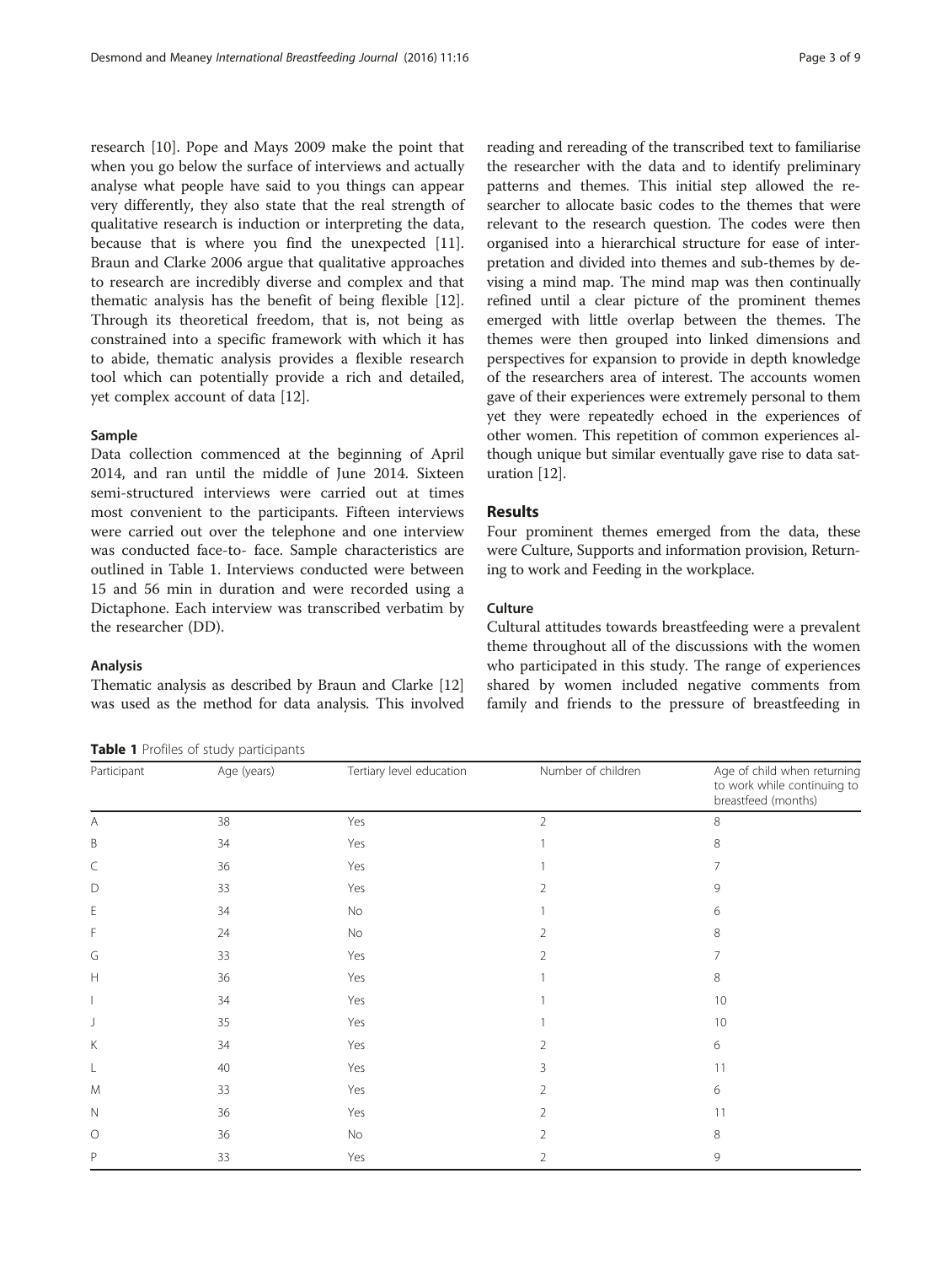research [10]. Pope and Mays 2009 make the point that when you go below the surface of interviews and actually analyse what people have said to you things can appear very differently, they also state that the real strength of qualitative research is induction or interpreting the data, because that is where you find the unexpected [11]. Braun and Clarke 2006 argue that qualitative approaches to research are incredibly diverse and complex and that thematic analysis has the benefit of being flexible [12]. Through its theoretical freedom, that is, not being as constrained into a specific framework with which it has to abide, thematic analysis provides a flexible research tool which can potentially provide a rich and detailed, yet complex account of data [12].

### Sample

Data collection commenced at the beginning of April 2014, and ran until the middle of June 2014. Sixteen semi-structured interviews were carried out at times most convenient to the participants. Fifteen interviews were carried out over the telephone and one interview was conducted face-to- face. Sample characteristics are outlined in Table 1. Interviews conducted were between 15 and 56 min in duration and were recorded using a Dictaphone. Each interview was transcribed verbatim by the researcher (DD).

### Analysis

Thematic analysis as described by Braun and Clarke [12] was used as the method for data analysis. This involved reading and rereading of the transcribed text to familiarise the researcher with the data and to identify preliminary patterns and themes. This initial step allowed the researcher to allocate basic codes to the themes that were relevant to the research question. The codes were then organised into a hierarchical structure for ease of interpretation and divided into themes and sub-themes by devising a mind map. The mind map was then continually refined until a clear picture of the prominent themes emerged with little overlap between the themes. The themes were then grouped into linked dimensions and perspectives for expansion to provide in depth knowledge of the researchers area of interest. The accounts women gave of their experiences were extremely personal to them yet they were repeatedly echoed in the experiences of other women. This repetition of common experiences although unique but similar eventually gave rise to data saturation [12].

## Results

Four prominent themes emerged from the data, these were Culture, Supports and information provision, Returning to work and Feeding in the workplace.

### Culture

Cultural attitudes towards breastfeeding were a prevalent theme throughout all of the discussions with the women who participated in this study. The range of experiences shared by women included negative comments from family and friends to the pressure of breastfeeding in

**Table 1** Profiles of study participants

| Participant | Age (years) | Tertiary level education | Number of children | Age of child when returning to work while continuing to breastfeed (months) |
|---|---|---|---|---|
| A | 38 | Yes | 2 | 8 |
| B | 34 | Yes | 1 | 8 |
| C | 36 | Yes | 1 | 7 |
| D | 33 | Yes | 2 | 9 |
| E | 34 | No | 1 | 6 |
| F | 24 | No | 2 | 8 |
| G | 33 | Yes | 2 | 7 |
| H | 36 | Yes | 1 | 8 |
| I | 34 | Yes | 1 | 10 |
| J | 35 | Yes | 1 | 10 |
| K | 34 | Yes | 2 | 6 |
| L | 40 | Yes | 3 | 11 |
| M | 33 | Yes | 2 | 6 |
| N | 36 | Yes | 2 | 11 |
| O | 36 | No | 2 | 8 |
| P | 33 | Yes | 2 | 9 |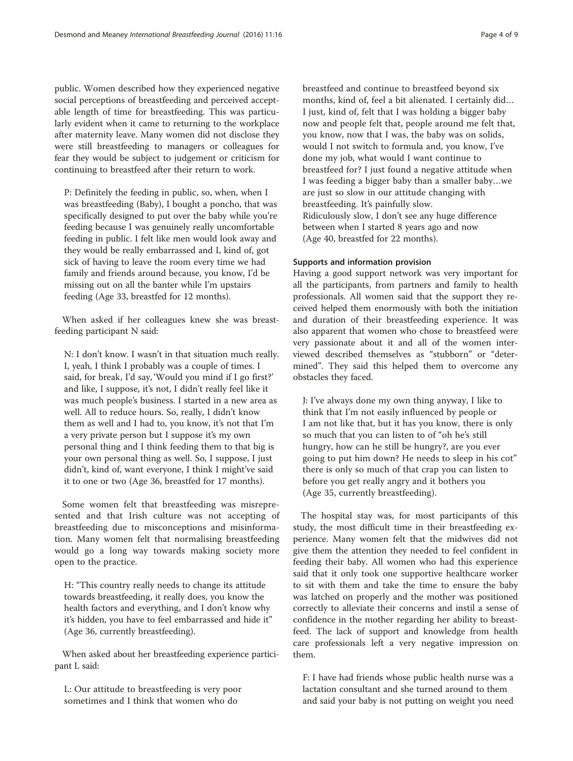public. Women described how they experienced negative social perceptions of breastfeeding and perceived acceptable length of time for breastfeeding. This was particularly evident when it came to returning to the workplace after maternity leave. Many women did not disclose they were still breastfeeding to managers or colleagues for fear they would be subject to judgement or criticism for continuing to breastfeed after their return to work.

> P: Definitely the feeding in public, so, when, when I was breastfeeding (Baby), I bought a poncho, that was specifically designed to put over the baby while you're feeding because I was genuinely really uncomfortable feeding in public. I felt like men would look away and they would be really embarrassed and I, kind of, got sick of having to leave the room every time we had family and friends around because, you know, I'd be missing out on all the banter while I'm upstairs feeding (Age 33, breastfed for 12 months).

When asked if her colleagues knew she was breastfeeding participant N said:

> N: I don't know. I wasn't in that situation much really. I, yeah, I think I probably was a couple of times. I said, for break, I'd say, 'Would you mind if I go first?' and like, I suppose, it's not, I didn't really feel like it was much people's business. I started in a new area as well. All to reduce hours. So, really, I didn't know them as well and I had to, you know, it's not that I'm a very private person but I suppose it's my own personal thing and I think feeding them to that big is your own personal thing as well. So, I suppose, I just didn't, kind of, want everyone, I think I might've said it to one or two (Age 36, breastfed for 17 months).

Some women felt that breastfeeding was misrepresented and that Irish culture was not accepting of breastfeeding due to misconceptions and misinformation. Many women felt that normalising breastfeeding would go a long way towards making society more open to the practice.

> H: "This country really needs to change its attitude towards breastfeeding, it really does, you know the health factors and everything, and I don't know why it's hidden, you have to feel embarrassed and hide it" (Age 36, currently breastfeeding).

When asked about her breastfeeding experience participant L said:

> L: Our attitude to breastfeeding is very poor sometimes and I think that women who do breastfeed and continue to breastfeed beyond six months, kind of, feel a bit alienated. I certainly did… I just, kind of, felt that I was holding a bigger baby now and people felt that, people around me felt that, you know, now that I was, the baby was on solids, would I not switch to formula and, you know, I've done my job, what would I want continue to breastfeed for? I just found a negative attitude when I was feeding a bigger baby than a smaller baby…we are just so slow in our attitude changing with breastfeeding. It's painfully slow.
> Ridiculously slow, I don't see any huge difference between when I started 8 years ago and now (Age 40, breastfed for 22 months).

### Supports and information provision

Having a good support network was very important for all the participants, from partners and family to health professionals. All women said that the support they received helped them enormously with both the initiation and duration of their breastfeeding experience. It was also apparent that women who chose to breastfeed were very passionate about it and all of the women interviewed described themselves as "stubborn" or "determined". They said this helped them to overcome any obstacles they faced.

> J: I've always done my own thing anyway, I like to think that I'm not easily influenced by people or I am not like that, but it has you know, there is only so much that you can listen to of "oh he's still hungry, how can he still be hungry?, are you ever going to put him down? He needs to sleep in his cot" there is only so much of that crap you can listen to before you get really angry and it bothers you (Age 35, currently breastfeeding).

The hospital stay was, for most participants of this study, the most difficult time in their breastfeeding experience. Many women felt that the midwives did not give them the attention they needed to feel confident in feeding their baby. All women who had this experience said that it only took one supportive healthcare worker to sit with them and take the time to ensure the baby was latched on properly and the mother was positioned correctly to alleviate their concerns and instil a sense of confidence in the mother regarding her ability to breastfeed. The lack of support and knowledge from health care professionals left a very negative impression on them.

> F: I have had friends whose public health nurse was a lactation consultant and she turned around to them and said your baby is not putting on weight you need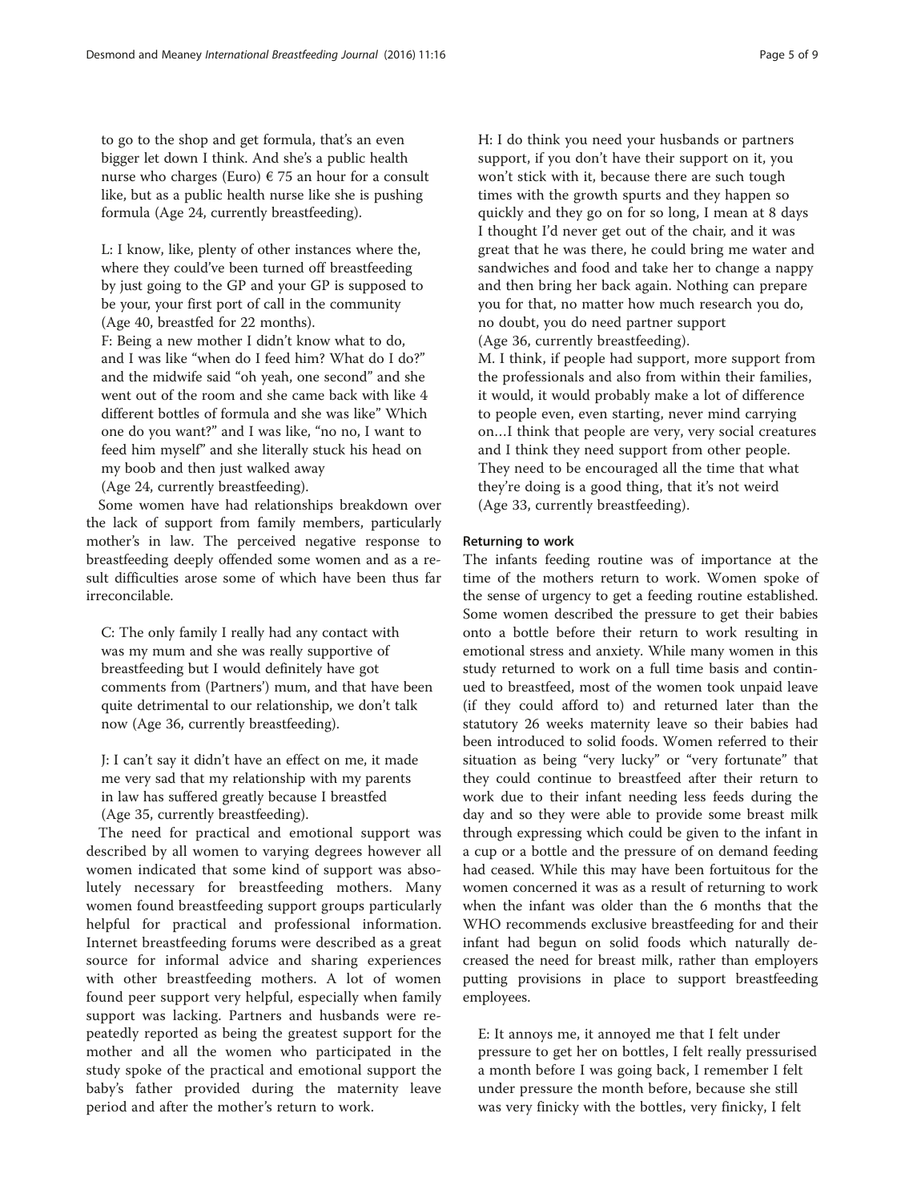to go to the shop and get formula, that's an even bigger let down I think. And she's a public health nurse who charges (Euro) € 75 an hour for a consult like, but as a public health nurse like she is pushing formula (Age 24, currently breastfeeding).

> L: I know, like, plenty of other instances where the, where they could've been turned off breastfeeding by just going to the GP and your GP is supposed to be your, your first port of call in the community (Age 40, breastfed for 22 months).
>
> F: Being a new mother I didn't know what to do, and I was like "when do I feed him? What do I do?" and the midwife said "oh yeah, one second" and she went out of the room and she came back with like 4 different bottles of formula and she was like" Which one do you want?" and I was like, "no no, I want to feed him myself" and she literally stuck his head on my boob and then just walked away (Age 24, currently breastfeeding).

Some women have had relationships breakdown over the lack of support from family members, particularly mother's in law. The perceived negative response to breastfeeding deeply offended some women and as a result difficulties arose some of which have been thus far irreconcilable.

> C: The only family I really had any contact with was my mum and she was really supportive of breastfeeding but I would definitely have got comments from (Partners') mum, and that have been quite detrimental to our relationship, we don't talk now (Age 36, currently breastfeeding).

> J: I can't say it didn't have an effect on me, it made me very sad that my relationship with my parents in law has suffered greatly because I breastfed (Age 35, currently breastfeeding).

The need for practical and emotional support was described by all women to varying degrees however all women indicated that some kind of support was absolutely necessary for breastfeeding mothers. Many women found breastfeeding support groups particularly helpful for practical and professional information. Internet breastfeeding forums were described as a great source for informal advice and sharing experiences with other breastfeeding mothers. A lot of women found peer support very helpful, especially when family support was lacking. Partners and husbands were repeatedly reported as being the greatest support for the mother and all the women who participated in the study spoke of the practical and emotional support the baby's father provided during the maternity leave period and after the mother's return to work.

> H: I do think you need your husbands or partners support, if you don't have their support on it, you won't stick with it, because there are such tough times with the growth spurts and they happen so quickly and they go on for so long, I mean at 8 days I thought I'd never get out of the chair, and it was great that he was there, he could bring me water and sandwiches and food and take her to change a nappy and then bring her back again. Nothing can prepare you for that, no matter how much research you do, no doubt, you do need partner support (Age 36, currently breastfeeding).
>
> M. I think, if people had support, more support from the professionals and also from within their families, it would, it would probably make a lot of difference to people even, even starting, never mind carrying on…I think that people are very, very social creatures and I think they need support from other people. They need to be encouraged all the time that what they're doing is a good thing, that it's not weird (Age 33, currently breastfeeding).

#### Returning to work

The infants feeding routine was of importance at the time of the mothers return to work. Women spoke of the sense of urgency to get a feeding routine established. Some women described the pressure to get their babies onto a bottle before their return to work resulting in emotional stress and anxiety. While many women in this study returned to work on a full time basis and continued to breastfeed, most of the women took unpaid leave (if they could afford to) and returned later than the statutory 26 weeks maternity leave so their babies had been introduced to solid foods. Women referred to their situation as being "very lucky" or "very fortunate" that they could continue to breastfeed after their return to work due to their infant needing less feeds during the day and so they were able to provide some breast milk through expressing which could be given to the infant in a cup or a bottle and the pressure of on demand feeding had ceased. While this may have been fortuitous for the women concerned it was as a result of returning to work when the infant was older than the 6 months that the WHO recommends exclusive breastfeeding for and their infant had begun on solid foods which naturally decreased the need for breast milk, rather than employers putting provisions in place to support breastfeeding employees.

> E: It annoys me, it annoyed me that I felt under pressure to get her on bottles, I felt really pressurised a month before I was going back, I remember I felt under pressure the month before, because she still was very finicky with the bottles, very finicky, I felt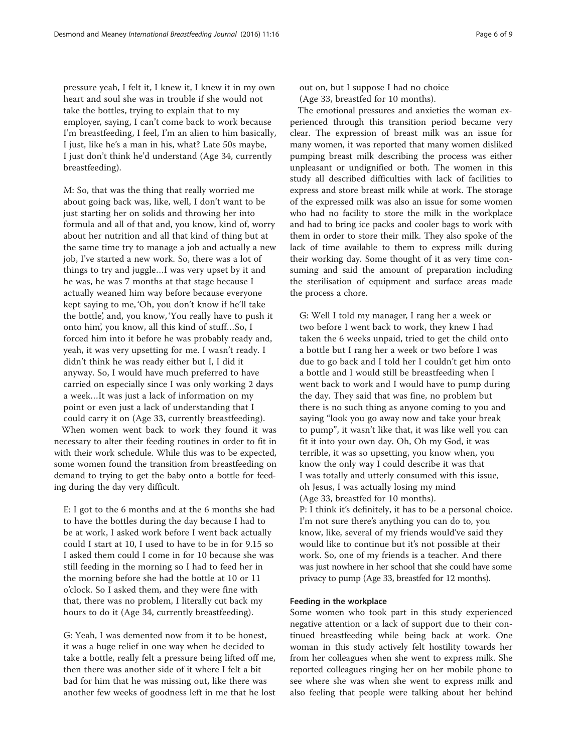pressure yeah, I felt it, I knew it, I knew it in my own heart and soul she was in trouble if she would not take the bottles, trying to explain that to my employer, saying, I can't come back to work because I'm breastfeeding, I feel, I'm an alien to him basically, I just, like he's a man in his, what? Late 50s maybe, I just don't think he'd understand (Age 34, currently breastfeeding).

M: So, that was the thing that really worried me about going back was, like, well, I don't want to be just starting her on solids and throwing her into formula and all of that and, you know, kind of, worry about her nutrition and all that kind of thing but at the same time try to manage a job and actually a new job, I've started a new work. So, there was a lot of things to try and juggle…I was very upset by it and he was, he was 7 months at that stage because I actually weaned him way before because everyone kept saying to me, 'Oh, you don't know if he'll take the bottle', and, you know, 'You really have to push it onto him', you know, all this kind of stuff…So, I forced him into it before he was probably ready and, yeah, it was very upsetting for me. I wasn't ready. I didn't think he was ready either but I, I did it anyway. So, I would have much preferred to have carried on especially since I was only working 2 days a week…It was just a lack of information on my point or even just a lack of understanding that I could carry it on (Age 33, currently breastfeeding).

When women went back to work they found it was necessary to alter their feeding routines in order to fit in with their work schedule. While this was to be expected, some women found the transition from breastfeeding on demand to trying to get the baby onto a bottle for feeding during the day very difficult.

E: I got to the 6 months and at the 6 months she had to have the bottles during the day because I had to be at work, I asked work before I went back actually could I start at 10, I used to have to be in for 9.15 so I asked them could I come in for 10 because she was still feeding in the morning so I had to feed her in the morning before she had the bottle at 10 or 11 o'clock. So I asked them, and they were fine with that, there was no problem, I literally cut back my hours to do it (Age 34, currently breastfeeding).

G: Yeah, I was demented now from it to be honest, it was a huge relief in one way when he decided to take a bottle, really felt a pressure being lifted off me, then there was another side of it where I felt a bit bad for him that he was missing out, like there was another few weeks of goodness left in me that he lost out on, but I suppose I had no choice (Age 33, breastfed for 10 months).

The emotional pressures and anxieties the woman experienced through this transition period became very clear. The expression of breast milk was an issue for many women, it was reported that many women disliked pumping breast milk describing the process was either unpleasant or undignified or both. The women in this study all described difficulties with lack of facilities to express and store breast milk while at work. The storage of the expressed milk was also an issue for some women who had no facility to store the milk in the workplace and had to bring ice packs and cooler bags to work with them in order to store their milk. They also spoke of the lack of time available to them to express milk during their working day. Some thought of it as very time consuming and said the amount of preparation including the sterilisation of equipment and surface areas made the process a chore.

G: Well I told my manager, I rang her a week or two before I went back to work, they knew I had taken the 6 weeks unpaid, tried to get the child onto a bottle but I rang her a week or two before I was due to go back and I told her I couldn't get him onto a bottle and I would still be breastfeeding when I went back to work and I would have to pump during the day. They said that was fine, no problem but there is no such thing as anyone coming to you and saying "look you go away now and take your break to pump", it wasn't like that, it was like well you can fit it into your own day. Oh, Oh my God, it was terrible, it was so upsetting, you know when, you know the only way I could describe it was that I was totally and utterly consumed with this issue, oh Jesus, I was actually losing my mind (Age 33, breastfed for 10 months).

P: I think it's definitely, it has to be a personal choice. I'm not sure there's anything you can do to, you know, like, several of my friends would've said they would like to continue but it's not possible at their work. So, one of my friends is a teacher. And there was just nowhere in her school that she could have some privacy to pump (Age 33, breastfed for 12 months).

#### Feeding in the workplace

Some women who took part in this study experienced negative attention or a lack of support due to their continued breastfeeding while being back at work. One woman in this study actively felt hostility towards her from her colleagues when she went to express milk. She reported colleagues ringing her on her mobile phone to see where she was when she went to express milk and also feeling that people were talking about her behind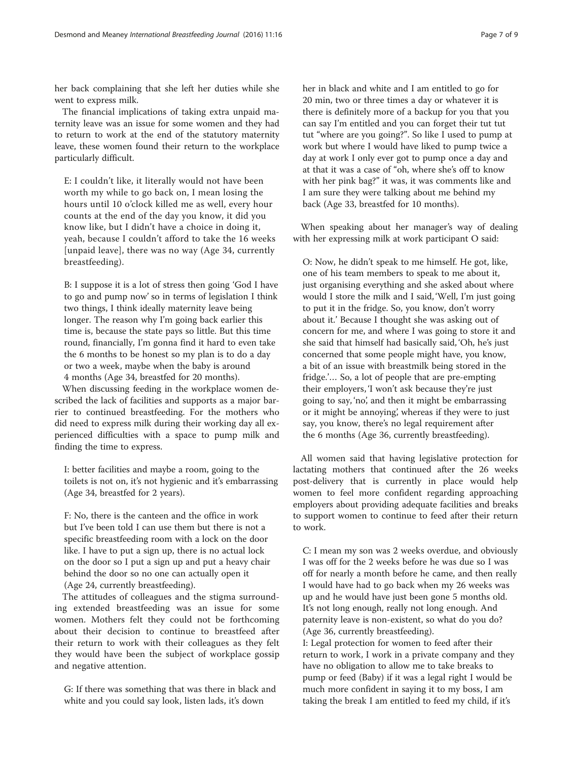her back complaining that she left her duties while she went to express milk.

The financial implications of taking extra unpaid maternity leave was an issue for some women and they had to return to work at the end of the statutory maternity leave, these women found their return to the workplace particularly difficult.

> E: I couldn't like, it literally would not have been worth my while to go back on, I mean losing the hours until 10 o'clock killed me as well, every hour counts at the end of the day you know, it did you know like, but I didn't have a choice in doing it, yeah, because I couldn't afford to take the 16 weeks [unpaid leave], there was no way (Age 34, currently breastfeeding).

> B: I suppose it is a lot of stress then going 'God I have to go and pump now' so in terms of legislation I think two things, I think ideally maternity leave being longer. The reason why I'm going back earlier this time is, because the state pays so little. But this time round, financially, I'm gonna find it hard to even take the 6 months to be honest so my plan is to do a day or two a week, maybe when the baby is around 4 months (Age 34, breastfed for 20 months).

When discussing feeding in the workplace women described the lack of facilities and supports as a major barrier to continued breastfeeding. For the mothers who did need to express milk during their working day all experienced difficulties with a space to pump milk and finding the time to express.

> I: better facilities and maybe a room, going to the toilets is not on, it's not hygienic and it's embarrassing (Age 34, breastfed for 2 years).

> F: No, there is the canteen and the office in work but I've been told I can use them but there is not a specific breastfeeding room with a lock on the door like. I have to put a sign up, there is no actual lock on the door so I put a sign up and put a heavy chair behind the door so no one can actually open it (Age 24, currently breastfeeding).

The attitudes of colleagues and the stigma surrounding extended breastfeeding was an issue for some women. Mothers felt they could not be forthcoming about their decision to continue to breastfeed after their return to work with their colleagues as they felt they would have been the subject of workplace gossip and negative attention.

> G: If there was something that was there in black and white and you could say look, listen lads, it's down her in black and white and I am entitled to go for 20 min, two or three times a day or whatever it is there is definitely more of a backup for you that you can say I'm entitled and you can forget their tut tut tut "where are you going?". So like I used to pump at work but where I would have liked to pump twice a day at work I only ever got to pump once a day and at that it was a case of "oh, where she's off to know with her pink bag?" it was, it was comments like and I am sure they were talking about me behind my back (Age 33, breastfed for 10 months).

When speaking about her manager's way of dealing with her expressing milk at work participant O said:

> O: Now, he didn't speak to me himself. He got, like, one of his team members to speak to me about it, just organising everything and she asked about where would I store the milk and I said, 'Well, I'm just going to put it in the fridge. So, you know, don't worry about it.' Because I thought she was asking out of concern for me, and where I was going to store it and she said that himself had basically said, 'Oh, he's just concerned that some people might have, you know, a bit of an issue with breastmilk being stored in the fridge.'… So, a lot of people that are pre-empting their employers, 'I won't ask because they're just going to say, 'no', and then it might be embarrassing or it might be annoying', whereas if they were to just say, you know, there's no legal requirement after the 6 months (Age 36, currently breastfeeding).

All women said that having legislative protection for lactating mothers that continued after the 26 weeks post-delivery that is currently in place would help women to feel more confident regarding approaching employers about providing adequate facilities and breaks to support women to continue to feed after their return to work.

> C: I mean my son was 2 weeks overdue, and obviously I was off for the 2 weeks before he was due so I was off for nearly a month before he came, and then really I would have had to go back when my 26 weeks was up and he would have just been gone 5 months old. It's not long enough, really not long enough. And paternity leave is non-existent, so what do you do? (Age 36, currently breastfeeding).

> I: Legal protection for women to feed after their return to work, I work in a private company and they have no obligation to allow me to take breaks to pump or feed (Baby) if it was a legal right I would be much more confident in saying it to my boss, I am taking the break I am entitled to feed my child, if it's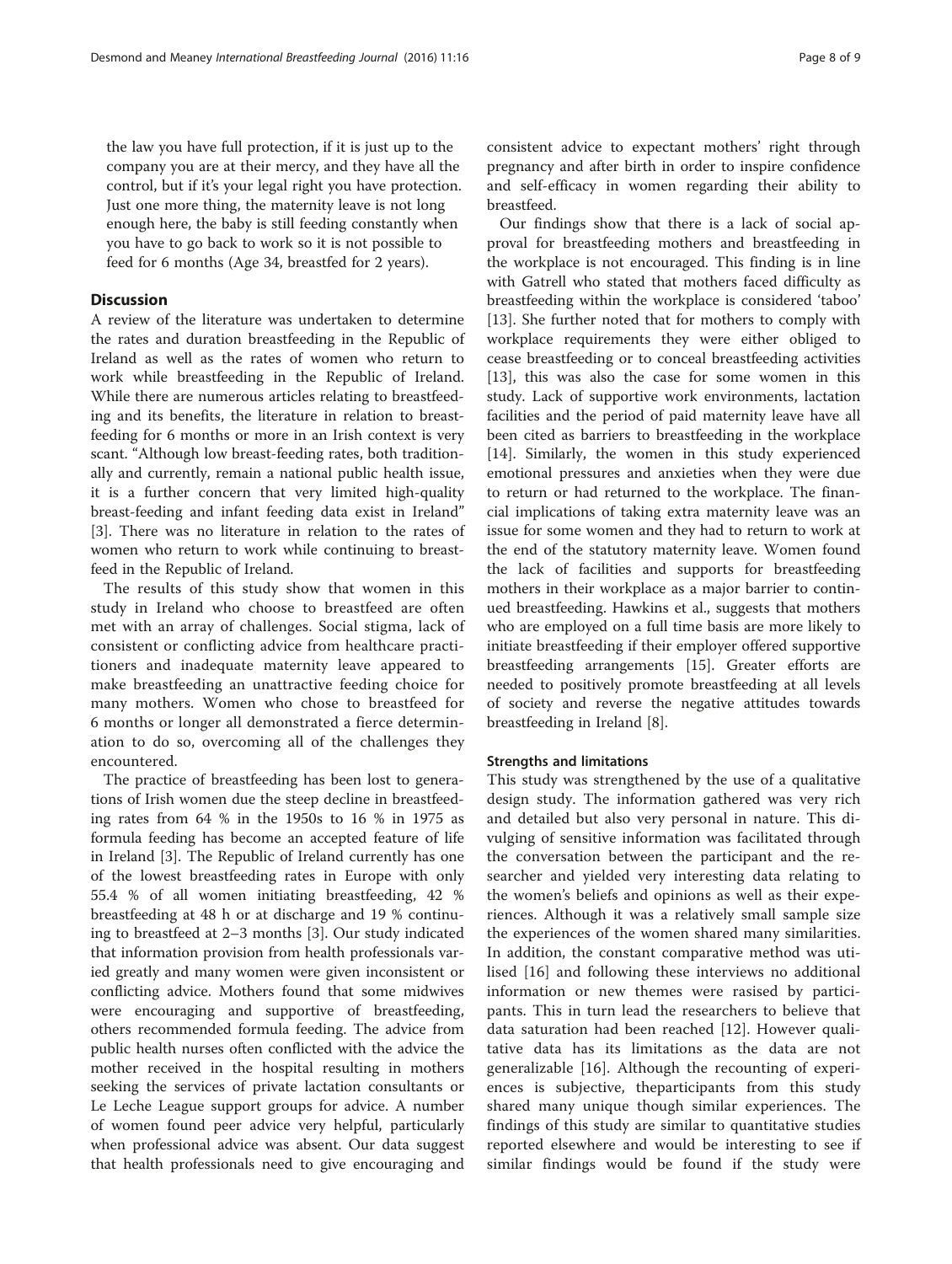the law you have full protection, if it is just up to the company you are at their mercy, and they have all the control, but if it's your legal right you have protection. Just one more thing, the maternity leave is not long enough here, the baby is still feeding constantly when you have to go back to work so it is not possible to feed for 6 months (Age 34, breastfed for 2 years).

## Discussion

A review of the literature was undertaken to determine the rates and duration breastfeeding in the Republic of Ireland as well as the rates of women who return to work while breastfeeding in the Republic of Ireland. While there are numerous articles relating to breastfeeding and its benefits, the literature in relation to breastfeeding for 6 months or more in an Irish context is very scant. "Although low breast-feeding rates, both traditionally and currently, remain a national public health issue, it is a further concern that very limited high-quality breast-feeding and infant feeding data exist in Ireland" [3]. There was no literature in relation to the rates of women who return to work while continuing to breastfeed in the Republic of Ireland.

The results of this study show that women in this study in Ireland who choose to breastfeed are often met with an array of challenges. Social stigma, lack of consistent or conflicting advice from healthcare practitioners and inadequate maternity leave appeared to make breastfeeding an unattractive feeding choice for many mothers. Women who chose to breastfeed for 6 months or longer all demonstrated a fierce determination to do so, overcoming all of the challenges they encountered.

The practice of breastfeeding has been lost to generations of Irish women due the steep decline in breastfeeding rates from 64 % in the 1950s to 16 % in 1975 as formula feeding has become an accepted feature of life in Ireland [3]. The Republic of Ireland currently has one of the lowest breastfeeding rates in Europe with only 55.4 % of all women initiating breastfeeding, 42 % breastfeeding at 48 h or at discharge and 19 % continuing to breastfeed at 2–3 months [3]. Our study indicated that information provision from health professionals varied greatly and many women were given inconsistent or conflicting advice. Mothers found that some midwives were encouraging and supportive of breastfeeding, others recommended formula feeding. The advice from public health nurses often conflicted with the advice the mother received in the hospital resulting in mothers seeking the services of private lactation consultants or Le Leche League support groups for advice. A number of women found peer advice very helpful, particularly when professional advice was absent. Our data suggest that health professionals need to give encouraging and consistent advice to expectant mothers' right through pregnancy and after birth in order to inspire confidence and self-efficacy in women regarding their ability to breastfeed.

Our findings show that there is a lack of social approval for breastfeeding mothers and breastfeeding in the workplace is not encouraged. This finding is in line with Gatrell who stated that mothers faced difficulty as breastfeeding within the workplace is considered 'taboo' [13]. She further noted that for mothers to comply with workplace requirements they were either obliged to cease breastfeeding or to conceal breastfeeding activities [13], this was also the case for some women in this study. Lack of supportive work environments, lactation facilities and the period of paid maternity leave have all been cited as barriers to breastfeeding in the workplace [14]. Similarly, the women in this study experienced emotional pressures and anxieties when they were due to return or had returned to the workplace. The financial implications of taking extra maternity leave was an issue for some women and they had to return to work at the end of the statutory maternity leave. Women found the lack of facilities and supports for breastfeeding mothers in their workplace as a major barrier to continued breastfeeding. Hawkins et al., suggests that mothers who are employed on a full time basis are more likely to initiate breastfeeding if their employer offered supportive breastfeeding arrangements [15]. Greater efforts are needed to positively promote breastfeeding at all levels of society and reverse the negative attitudes towards breastfeeding in Ireland [8].

### Strengths and limitations

This study was strengthened by the use of a qualitative design study. The information gathered was very rich and detailed but also very personal in nature. This divulging of sensitive information was facilitated through the conversation between the participant and the researcher and yielded very interesting data relating to the women's beliefs and opinions as well as their experiences. Although it was a relatively small sample size the experiences of the women shared many similarities. In addition, the constant comparative method was utilised [16] and following these interviews no additional information or new themes were rasised by participants. This in turn lead the researchers to believe that data saturation had been reached [12]. However qualitative data has its limitations as the data are not generalizable [16]. Although the recounting of experiences is subjective, theparticipants from this study shared many unique though similar experiences. The findings of this study are similar to quantitative studies reported elsewhere and would be interesting to see if similar findings would be found if the study were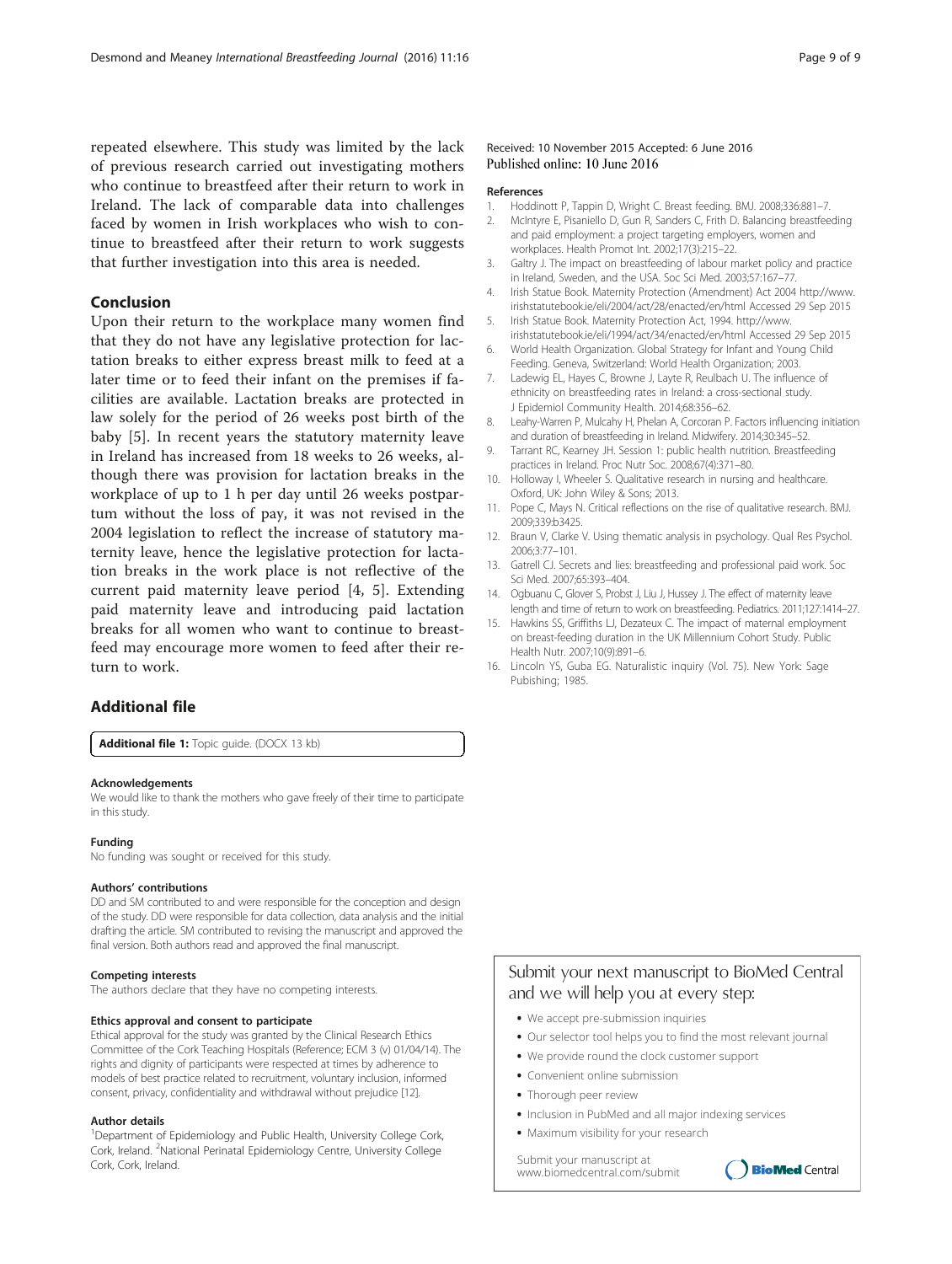repeated elsewhere. This study was limited by the lack of previous research carried out investigating mothers who continue to breastfeed after their return to work in Ireland. The lack of comparable data into challenges faced by women in Irish workplaces who wish to continue to breastfeed after their return to work suggests that further investigation into this area is needed.

## Conclusion

Upon their return to the workplace many women find that they do not have any legislative protection for lactation breaks to either express breast milk to feed at a later time or to feed their infant on the premises if facilities are available. Lactation breaks are protected in law solely for the period of 26 weeks post birth of the baby [5]. In recent years the statutory maternity leave in Ireland has increased from 18 weeks to 26 weeks, although there was provision for lactation breaks in the workplace of up to 1 h per day until 26 weeks postpartum without the loss of pay, it was not revised in the 2004 legislation to reflect the increase of statutory maternity leave, hence the legislative protection for lactation breaks in the work place is not reflective of the current paid maternity leave period [4, 5]. Extending paid maternity leave and introducing paid lactation breaks for all women who want to continue to breastfeed may encourage more women to feed after their return to work.

## Additional file

**Additional file 1:** Topic guide. (DOCX 13 kb)

#### Acknowledgements

We would like to thank the mothers who gave freely of their time to participate in this study.

#### Funding

No funding was sought or received for this study.

#### Authors' contributions

DD and SM contributed to and were responsible for the conception and design of the study. DD were responsible for data collection, data analysis and the initial drafting the article. SM contributed to revising the manuscript and approved the final version. Both authors read and approved the final manuscript.

#### Competing interests

The authors declare that they have no competing interests.

#### Ethics approval and consent to participate

Ethical approval for the study was granted by the Clinical Research Ethics Committee of the Cork Teaching Hospitals (Reference; ECM 3 (v) 01/04/14). The rights and dignity of participants were respected at times by adherence to models of best practice related to recruitment, voluntary inclusion, informed consent, privacy, confidentiality and withdrawal without prejudice [12].

#### Author details

[1]Department of Epidemiology and Public Health, University College Cork, Cork, Ireland. [2]National Perinatal Epidemiology Centre, University College Cork, Cork, Ireland.

Received: 10 November 2015 Accepted: 6 June 2016
Published online: 10 June 2016

#### References

1. Hoddinott P, Tappin D, Wright C. Breast feeding. BMJ. 2008;336:881–7.
2. McIntyre E, Pisaniello D, Gun R, Sanders C, Frith D. Balancing breastfeeding and paid employment: a project targeting employers, women and workplaces. Health Promot Int. 2002;17(3):215–22.
3. Galtry J. The impact on breastfeeding of labour market policy and practice in Ireland, Sweden, and the USA. Soc Sci Med. 2003;57:167–77.
4. Irish Statue Book. Maternity Protection (Amendment) Act 2004 http://www.irishstatutebook.ie/eli/2004/act/28/enacted/en/html Accessed 29 Sep 2015
5. Irish Statue Book. Maternity Protection Act, 1994. http://www.irishstatutebook.ie/eli/1994/act/34/enacted/en/html Accessed 29 Sep 2015
6. World Health Organization. Global Strategy for Infant and Young Child Feeding. Geneva, Switzerland: World Health Organization; 2003.
7. Ladewig EL, Hayes C, Browne J, Layte R, Reulbach U. The influence of ethnicity on breastfeeding rates in Ireland: a cross-sectional study. J Epidemiol Community Health. 2014;68:356–62.
8. Leahy-Warren P, Mulcahy H, Phelan A, Corcoran P. Factors influencing initiation and duration of breastfeeding in Ireland. Midwifery. 2014;30:345–52.
9. Tarrant RC, Kearney JH. Session 1: public health nutrition. Breastfeeding practices in Ireland. Proc Nutr Soc. 2008;67(4):371–80.
10. Holloway I, Wheeler S. Qualitative research in nursing and healthcare. Oxford, UK: John Wiley & Sons; 2013.
11. Pope C, Mays N. Critical reflections on the rise of qualitative research. BMJ. 2009;339:b3425.
12. Braun V, Clarke V. Using thematic analysis in psychology. Qual Res Psychol. 2006;3:77–101.
13. Gatrell CJ. Secrets and lies: breastfeeding and professional paid work. Soc Sci Med. 2007;65:393–404.
14. Ogbuanu C, Glover S, Probst J, Liu J, Hussey J. The effect of maternity leave length and time of return to work on breastfeeding. Pediatrics. 2011;127:1414–27.
15. Hawkins SS, Griffiths LJ, Dezateux C. The impact of maternal employment on breast-feeding duration in the UK Millennium Cohort Study. Public Health Nutr. 2007;10(9):891–6.
16. Lincoln YS, Guba EG. Naturalistic inquiry (Vol. 75). New York: Sage Pubishing; 1985.

Submit your next manuscript to BioMed Central and we will help you at every step:

- We accept pre-submission inquiries
- Our selector tool helps you to find the most relevant journal
- We provide round the clock customer support
- Convenient online submission
- Thorough peer review
- Inclusion in PubMed and all major indexing services
- Maximum visibility for your research

Submit your manuscript at
www.biomedcentral.com/submit

BioMed Central